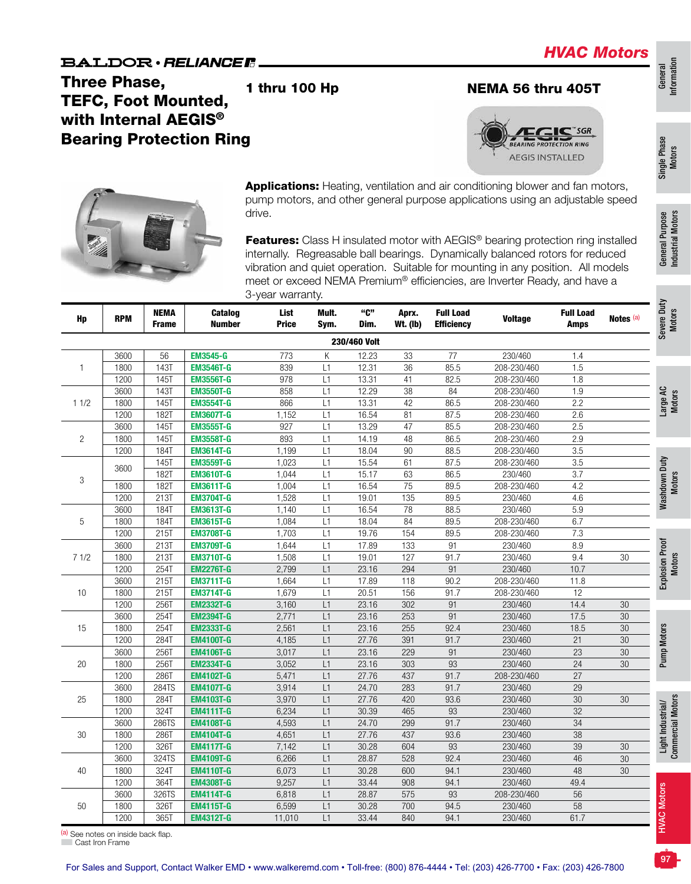# HVAC Motors

BALDOR • RELIANCE

## Three Phase, TEFC, Foot Mounted, with Internal AEGIS® Bearing Protection Ring

**1 thru 100 Hp**

**NEMA 56 thru 405T**

AEGIS SGR BEARING PROTECTION RING AEGIS INSTALLED

**Applications:** Heating, ventilation and air conditioning blower and fan motors, pump motors, and other general purpose applications using an adjustable speed drive.

**Features:** Class H insulated motor with AEGIS® bearing protection ring installed internally. Regreasable ball bearings. Dynamically balanced rotors for reduced vibration and quiet operation. Suitable for mounting in any position. All models meet or exceed NEMA Premium® efficiencies, are Inverter Ready, and have a 3-year warranty.

| Hp | RPM | NEMA Frame | Catalog Number | List Price | Mult. Sym. | "C" Dim. | Aprx. Wt. (lb) | Full Load Efficiency | Voltage | Full Load Amps | Notes [a] |
|---|---|---|---|---|---|---|---|---|---|---|---|
| | | | | | 230/460 Volt | | | | | | |
| 1 | 3600 | 56 | EM3545-G | 773 | K | 12.23 | 33 | 77 | 230/460 | 1.4 | |
| | 1800 | 143T | EM3546T-G | 839 | L1 | 12.31 | 36 | 85.5 | 208-230/460 | 1.5 | |
| | 1200 | 145T | EM3556T-G | 978 | L1 | 13.31 | 41 | 82.5 | 208-230/460 | 1.8 | |
| 1 1/2 | 3600 | 143T | EM3550T-G | 858 | L1 | 12.29 | 38 | 84 | 208-230/460 | 1.9 | |
| | 1800 | 145T | EM3554T-G | 866 | L1 | 13.31 | 42 | 86.5 | 208-230/460 | 2.2 | |
| | 1200 | 182T | EM3607T-G | 1,152 | L1 | 16.54 | 81 | 87.5 | 208-230/460 | 2.6 | |
| 2 | 3600 | 145T | EM3555T-G | 927 | L1 | 13.29 | 47 | 85.5 | 208-230/460 | 2.5 | |
| | 1800 | 145T | EM3558T-G | 893 | L1 | 14.19 | 48 | 86.5 | 208-230/460 | 2.9 | |
| | 1200 | 184T | EM3614T-G | 1,199 | L1 | 18.04 | 90 | 88.5 | 208-230/460 | 3.5 | |
| 3 | 3600 | 145T | EM3559T-G | 1,023 | L1 | 15.54 | 61 | 87.5 | 208-230/460 | 3.5 | |
| | 3600 | 182T | EM3610T-G | 1,044 | L1 | 15.17 | 63 | 86.5 | 230/460 | 3.7 | |
| | 1800 | 182T | EM3611T-G | 1,004 | L1 | 16.54 | 75 | 89.5 | 208-230/460 | 4.2 | |
| | 1200 | 213T | EM3704T-G | 1,528 | L1 | 19.01 | 135 | 89.5 | 230/460 | 4.6 | |
| 5 | 3600 | 184T | EM3613T-G | 1,140 | L1 | 16.54 | 78 | 88.5 | 230/460 | 5.9 | |
| | 1800 | 184T | EM3615T-G | 1,084 | L1 | 18.04 | 84 | 89.5 | 208-230/460 | 6.7 | |
| | 1200 | 215T | EM3708T-G | 1,703 | L1 | 19.76 | 154 | 89.5 | 208-230/460 | 7.3 | |
| 7 1/2 | 3600 | 213T | EM3709T-G | 1,644 | L1 | 17.89 | 133 | 91 | 230/460 | 8.9 | |
| | 1800 | 213T | EM3710T-G | 1,508 | L1 | 19.01 | 127 | 91.7 | 230/460 | 9.4 | 30 |
| | 1200 | 254T | EM2276T-G | 2,799 | L1 | 23.16 | 294 | 91 | 230/460 | 10.7 | |
| 10 | 3600 | 215T | EM3711T-G | 1,664 | L1 | 17.89 | 118 | 90.2 | 208-230/460 | 11.8 | |
| | 1800 | 215T | EM3714T-G | 1,679 | L1 | 20.51 | 156 | 91.7 | 208-230/460 | 12 | |
| | 1200 | 256T | EM2332T-G | 3,160 | L1 | 23.16 | 302 | 91 | 230/460 | 14.4 | 30 |
| 15 | 3600 | 254T | EM2394T-G | 2,771 | L1 | 23.16 | 253 | 91 | 230/460 | 17.5 | 30 |
| | 1800 | 254T | EM2333T-G | 2,561 | L1 | 23.16 | 255 | 92.4 | 230/460 | 18.5 | 30 |
| | 1200 | 284T | EM4100T-G | 4,185 | L1 | 27.76 | 391 | 91.7 | 230/460 | 21 | 30 |
| 20 | 3600 | 256T | EM4106T-G | 3,017 | L1 | 23.16 | 229 | 91 | 230/460 | 23 | 30 |
| | 1800 | 256T | EM2334T-G | 3,052 | L1 | 23.16 | 303 | 93 | 230/460 | 24 | 30 |
| | 1200 | 286T | EM4102T-G | 5,471 | L1 | 27.76 | 437 | 91.7 | 208-230/460 | 27 | |
| 25 | 3600 | 284TS | EM4107T-G | 3,914 | L1 | 24.70 | 283 | 91.7 | 230/460 | 29 | |
| | 1800 | 284T | EM4103T-G | 3,970 | L1 | 27.76 | 420 | 93.6 | 230/460 | 30 | 30 |
| | 1200 | 324T | EM4111T-G | 6,234 | L1 | 30.39 | 465 | 93 | 230/460 | 32 | |
| 30 | 3600 | 286TS | EM4108T-G | 4,593 | L1 | 24.70 | 299 | 91.7 | 230/460 | 34 | |
| | 1800 | 286T | EM4104T-G | 4,651 | L1 | 27.76 | 437 | 93.6 | 230/460 | 38 | |
| | 1200 | 326T | EM4117T-G | 7,142 | L1 | 30.28 | 604 | 93 | 230/460 | 39 | 30 |
| 40 | 3600 | 324TS | EM4109T-G | 6,266 | L1 | 28.87 | 528 | 92.4 | 230/460 | 46 | 30 |
| | 1800 | 324T | EM4110T-G | 6,073 | L1 | 30.28 | 600 | 94.1 | 230/460 | 48 | 30 |
| | 1200 | 364T | EM4308T-G | 9,257 | L1 | 33.44 | 908 | 94.1 | 230/460 | 49.4 | |
| 50 | 3600 | 326TS | EM4114T-G | 6,818 | L1 | 28.87 | 575 | 93 | 208-230/460 | 56 | |
| | 1800 | 326T | EM4115T-G | 6,599 | L1 | 30.28 | 700 | 94.5 | 230/460 | 58 | |
| | 1200 | 365T | EM4312T-G | 11,010 | L1 | 33.44 | 840 | 94.1 | 230/460 | 61.7 | |

[a] See notes on inside back flap.
Cast Iron Frame

For Sales and Support, Contact Walker EMD • www.walkeremd.com • Toll-free: (800) 876-4444 • Tel: (203) 426-7700 • Fax: (203) 426-7800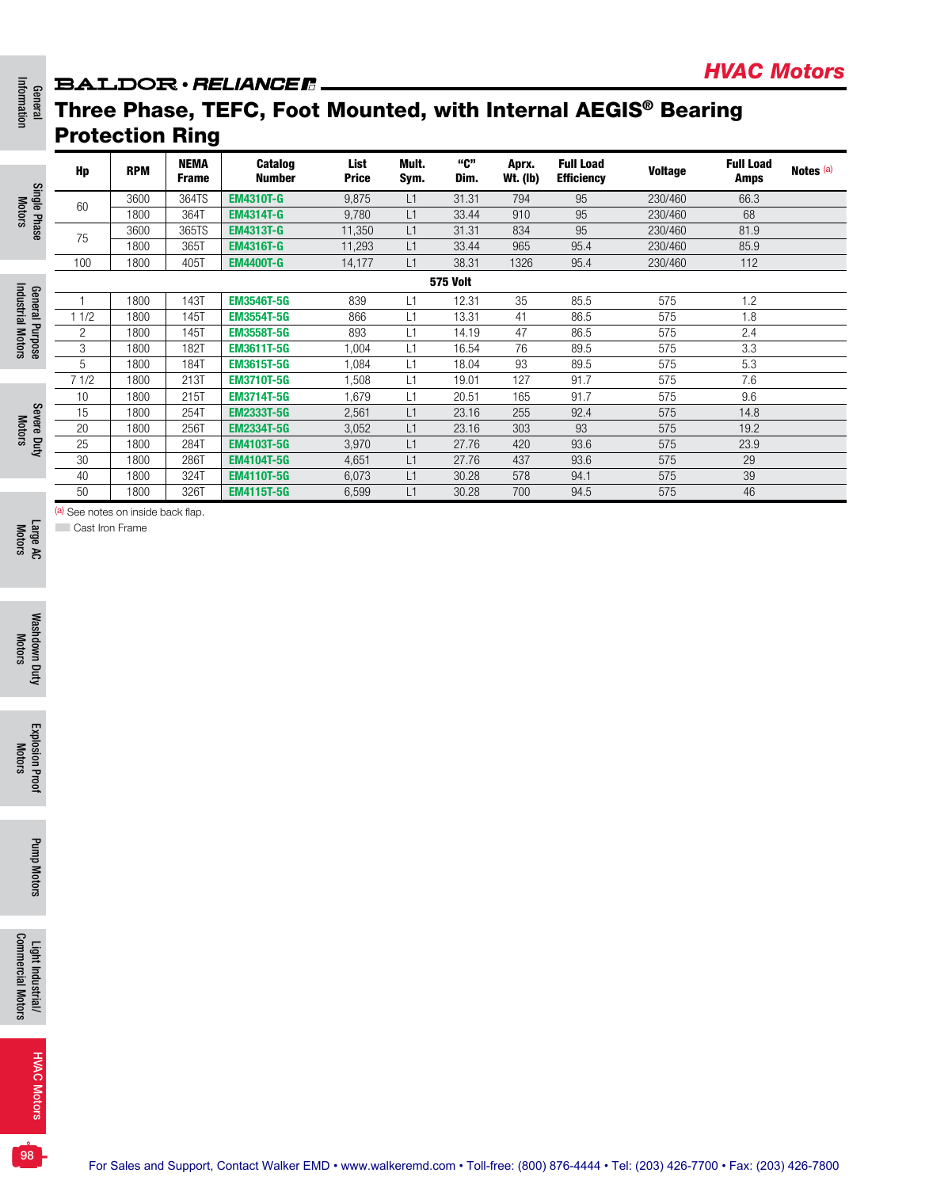## HVAC Motors

BALDOR • RELIANCE

# Three Phase, TEFC, Foot Mounted, with Internal AEGIS® Bearing Protection Ring

| Hp | RPM | NEMA Frame | Catalog Number | List Price | Mult. Sym. | "C" Dim. | Aprx. Wt. (lb) | Full Load Efficiency | Voltage | Full Load Amps | Notes [(a)] |
|---|---|---|---|---|---|---|---|---|---|---|---|
| 60 | 3600 | 364TS | **EM4310T-G** | 9,875 | L1 | 31.31 | 794 | 95 | 230/460 | 66.3 | |
| | 1800 | 364T | **EM4314T-G** | 9,780 | L1 | 33.44 | 910 | 95 | 230/460 | 68 | |
| 75 | 3600 | 365TS | **EM4313T-G** | 11,350 | L1 | 31.31 | 834 | 95 | 230/460 | 81.9 | |
| | 1800 | 365T | **EM4316T-G** | 11,293 | L1 | 33.44 | 965 | 95.4 | 230/460 | 85.9 | |
| 100 | 1800 | 405T | **EM4400T-G** | 14,177 | L1 | 38.31 | 1326 | 95.4 | 230/460 | 112 | |
| **575 Volt** | | | | | | | | | | | |
| 1 | 1800 | 143T | **EM3546T-5G** | 839 | L1 | 12.31 | 35 | 85.5 | 575 | 1.2 | |
| 1 1/2 | 1800 | 145T | **EM3554T-5G** | 866 | L1 | 13.31 | 41 | 86.5 | 575 | 1.8 | |
| 2 | 1800 | 145T | **EM3558T-5G** | 893 | L1 | 14.19 | 47 | 86.5 | 575 | 2.4 | |
| 3 | 1800 | 182T | **EM3611T-5G** | 1,004 | L1 | 16.54 | 76 | 89.5 | 575 | 3.3 | |
| 5 | 1800 | 184T | **EM3615T-5G** | 1,084 | L1 | 18.04 | 93 | 89.5 | 575 | 5.3 | |
| 7 1/2 | 1800 | 213T | **EM3710T-5G** | 1,508 | L1 | 19.01 | 127 | 91.7 | 575 | 7.6 | |
| 10 | 1800 | 215T | **EM3714T-5G** | 1,679 | L1 | 20.51 | 165 | 91.7 | 575 | 9.6 | |
| 15 | 1800 | 254T | **EM2333T-5G** | 2,561 | L1 | 23.16 | 255 | 92.4 | 575 | 14.8 | |
| 20 | 1800 | 256T | **EM2334T-5G** | 3,052 | L1 | 23.16 | 303 | 93 | 575 | 19.2 | |
| 25 | 1800 | 284T | **EM4103T-5G** | 3,970 | L1 | 27.76 | 420 | 93.6 | 575 | 23.9 | |
| 30 | 1800 | 286T | **EM4104T-5G** | 4,651 | L1 | 27.76 | 437 | 93.6 | 575 | 29 | |
| 40 | 1800 | 324T | **EM4110T-5G** | 6,073 | L1 | 30.28 | 578 | 94.1 | 575 | 39 | |
| 50 | 1800 | 326T | **EM4115T-5G** | 6,599 | L1 | 30.28 | 700 | 94.5 | 575 | 46 | |

[(a)] See notes on inside back flap.

Cast Iron Frame

For Sales and Support, Contact Walker EMD • www.walkeremd.com • Toll-free: (800) 876-4444 • Tel: (203) 426-7700 • Fax: (203) 426-7800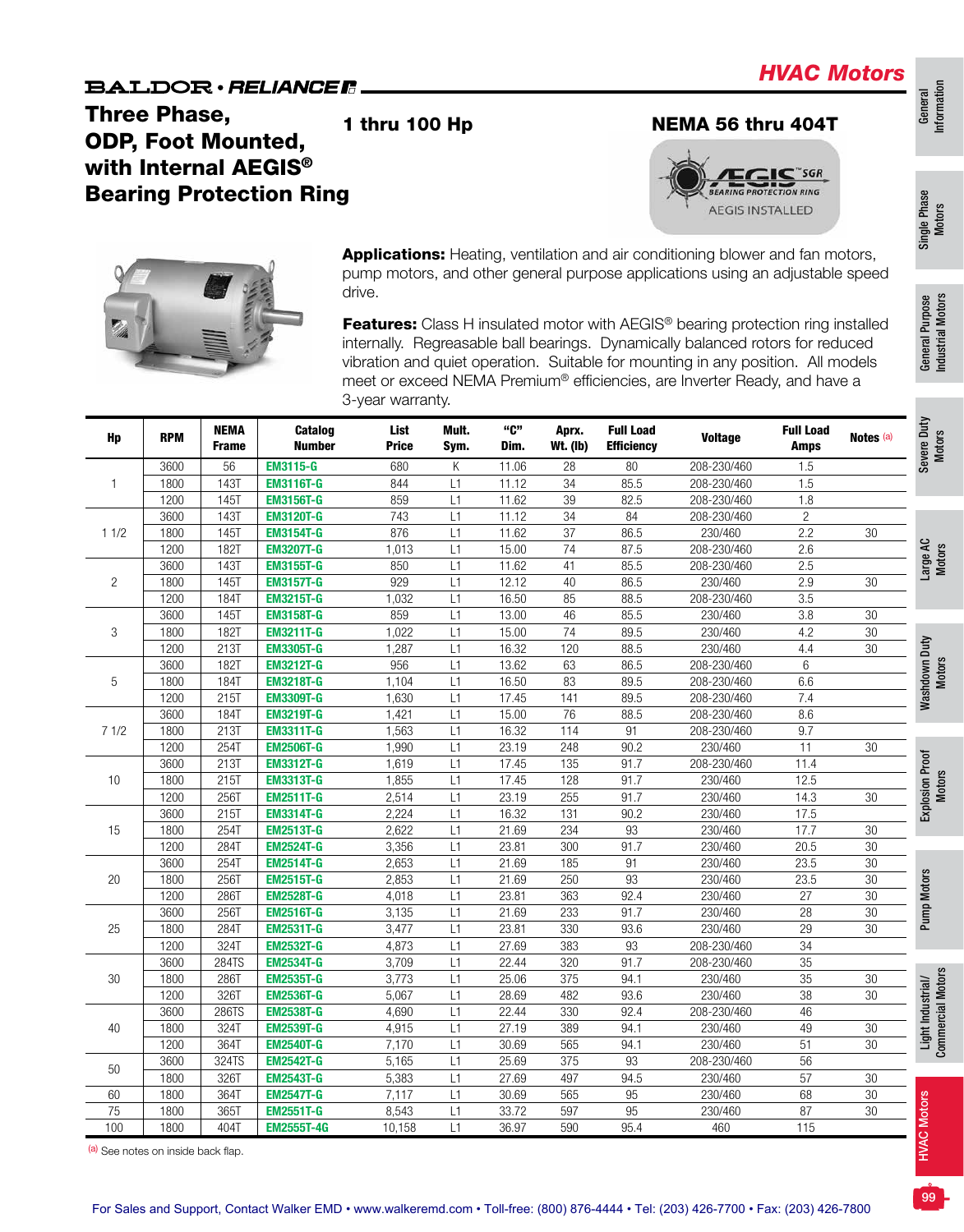# HVAC Motors

BALDOR • RELIANCE

## Three Phase, ODP, Foot Mounted, with Internal AEGIS® Bearing Protection Ring

**1 thru 100 Hp**

**NEMA 56 thru 404T**

AEGIS SGR BEARING PROTECTION RING AEGIS INSTALLED

**Applications:** Heating, ventilation and air conditioning blower and fan motors, pump motors, and other general purpose applications using an adjustable speed drive.

**Features:** Class H insulated motor with AEGIS® bearing protection ring installed internally. Regreasable ball bearings. Dynamically balanced rotors for reduced vibration and quiet operation. Suitable for mounting in any position. All models meet or exceed NEMA Premium® efficiencies, are Inverter Ready, and have a 3-year warranty.

| Hp | RPM | NEMA Frame | Catalog Number | List Price | Mult. Sym. | "C" Dim. | Aprx. Wt. (lb) | Full Load Efficiency | Voltage | Full Load Amps | Notes (a) |
|---|---|---|---|---|---|---|---|---|---|---|---|
| 1 | 3600 | 56 | EM3115-G | 680 | K | 11.06 | 28 | 80 | 208-230/460 | 1.5 | |
| | 1800 | 143T | EM3116T-G | 844 | L1 | 11.12 | 34 | 85.5 | 208-230/460 | 1.5 | |
| | 1200 | 145T | EM3156T-G | 859 | L1 | 11.62 | 39 | 82.5 | 208-230/460 | 1.8 | |
| 1 1/2 | 3600 | 143T | EM3120T-G | 743 | L1 | 11.12 | 34 | 84 | 208-230/460 | 2 | |
| | 1800 | 145T | EM3154T-G | 876 | L1 | 11.62 | 37 | 86.5 | 230/460 | 2.2 | 30 |
| | 1200 | 182T | EM3207T-G | 1,013 | L1 | 15.00 | 74 | 87.5 | 208-230/460 | 2.6 | |
| 2 | 3600 | 143T | EM3155T-G | 850 | L1 | 11.62 | 41 | 85.5 | 208-230/460 | 2.5 | |
| | 1800 | 145T | EM3157T-G | 929 | L1 | 12.12 | 40 | 86.5 | 230/460 | 2.9 | 30 |
| | 1200 | 184T | EM3215T-G | 1,032 | L1 | 16.50 | 85 | 88.5 | 208-230/460 | 3.5 | |
| 3 | 3600 | 145T | EM3158T-G | 859 | L1 | 13.00 | 46 | 85.5 | 230/460 | 3.8 | 30 |
| | 1800 | 182T | EM3211T-G | 1,022 | L1 | 15.00 | 74 | 89.5 | 230/460 | 4.2 | 30 |
| | 1200 | 213T | EM3305T-G | 1,287 | L1 | 16.32 | 120 | 88.5 | 230/460 | 4.4 | 30 |
| 5 | 3600 | 182T | EM3212T-G | 956 | L1 | 13.62 | 63 | 86.5 | 208-230/460 | 6 | |
| | 1800 | 184T | EM3218T-G | 1,104 | L1 | 16.50 | 83 | 89.5 | 208-230/460 | 6.6 | |
| | 1200 | 215T | EM3309T-G | 1,630 | L1 | 17.45 | 141 | 89.5 | 208-230/460 | 7.4 | |
| 7 1/2 | 3600 | 184T | EM3219T-G | 1,421 | L1 | 15.00 | 76 | 88.5 | 208-230/460 | 8.6 | |
| | 1800 | 213T | EM3311T-G | 1,563 | L1 | 16.32 | 114 | 91 | 208-230/460 | 9.7 | |
| | 1200 | 254T | EM2506T-G | 1,990 | L1 | 23.19 | 248 | 90.2 | 230/460 | 11 | 30 |
| 10 | 3600 | 213T | EM3312T-G | 1,619 | L1 | 17.45 | 135 | 91.7 | 208-230/460 | 11.4 | |
| | 1800 | 215T | EM3313T-G | 1,855 | L1 | 17.45 | 128 | 91.7 | 230/460 | 12.5 | |
| | 1200 | 256T | EM2511T-G | 2,514 | L1 | 23.19 | 255 | 91.7 | 230/460 | 14.3 | 30 |
| 15 | 3600 | 215T | EM3314T-G | 2,224 | L1 | 16.32 | 131 | 90.2 | 230/460 | 17.5 | |
| | 1800 | 254T | EM2513T-G | 2,622 | L1 | 21.69 | 234 | 93 | 230/460 | 17.7 | 30 |
| | 1200 | 284T | EM2524T-G | 3,356 | L1 | 23.81 | 300 | 91.7 | 230/460 | 20.5 | 30 |
| 20 | 3600 | 254T | EM2514T-G | 2,653 | L1 | 21.69 | 185 | 91 | 230/460 | 23.5 | 30 |
| | 1800 | 256T | EM2515T-G | 2,853 | L1 | 21.69 | 250 | 93 | 230/460 | 23.5 | 30 |
| | 1200 | 286T | EM2528T-G | 4,018 | L1 | 23.81 | 363 | 92.4 | 230/460 | 27 | 30 |
| 25 | 3600 | 256T | EM2516T-G | 3,135 | L1 | 21.69 | 233 | 91.7 | 230/460 | 28 | 30 |
| | 1800 | 284T | EM2531T-G | 3,477 | L1 | 23.81 | 330 | 93.6 | 230/460 | 29 | 30 |
| | 1200 | 324T | EM2532T-G | 4,873 | L1 | 27.69 | 383 | 93 | 208-230/460 | 34 | |
| 30 | 3600 | 284TS | EM2534T-G | 3,709 | L1 | 22.44 | 320 | 91.7 | 208-230/460 | 35 | |
| | 1800 | 286T | EM2535T-G | 3,773 | L1 | 25.06 | 375 | 94.1 | 230/460 | 35 | 30 |
| | 1200 | 326T | EM2536T-G | 5,067 | L1 | 28.69 | 482 | 93.6 | 230/460 | 38 | 30 |
| 40 | 3600 | 286TS | EM2538T-G | 4,690 | L1 | 22.44 | 330 | 92.4 | 208-230/460 | 46 | |
| | 1800 | 324T | EM2539T-G | 4,915 | L1 | 27.19 | 389 | 94.1 | 230/460 | 49 | 30 |
| | 1200 | 364T | EM2540T-G | 7,170 | L1 | 30.69 | 565 | 94.1 | 230/460 | 51 | 30 |
| 50 | 3600 | 324TS | EM2542T-G | 5,165 | L1 | 25.69 | 375 | 93 | 208-230/460 | 56 | |
| | 1800 | 326T | EM2543T-G | 5,383 | L1 | 27.69 | 497 | 94.5 | 230/460 | 57 | 30 |
| 60 | 1800 | 364T | EM2547T-G | 7,117 | L1 | 30.69 | 565 | 95 | 230/460 | 68 | 30 |
| 75 | 1800 | 365T | EM2551T-G | 8,543 | L1 | 33.72 | 597 | 95 | 230/460 | 87 | 30 |
| 100 | 1800 | 404T | EM2555T-4G | 10,158 | L1 | 36.97 | 590 | 95.4 | 460 | 115 | |

(a) See notes on inside back flap.

For Sales and Support, Contact Walker EMD • www.walkeremd.com • Toll-free: (800) 876-4444 • Tel: (203) 426-7700 • Fax: (203) 426-7800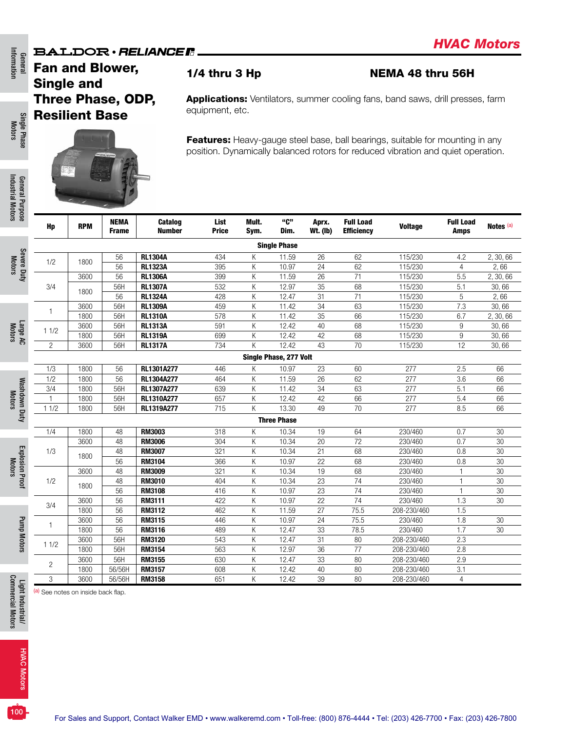# HVAC Motors

## Fan and Blower, Single and Three Phase, ODP, Resilient Base

**1/4 thru 3 Hp**

**NEMA 48 thru 56H**

**Applications:** Ventilators, summer cooling fans, band saws, drill presses, farm equipment, etc.

**Features:** Heavy-gauge steel base, ball bearings, suitable for mounting in any position. Dynamically balanced rotors for reduced vibration and quiet operation.

| Hp | RPM | NEMA Frame | Catalog Number | List Price | Mult. Sym. | "C" Dim. | Aprx. Wt. (lb) | Full Load Efficiency | Voltage | Full Load Amps | Notes [a] |
|---|---|---|---|---|---|---|---|---|---|---|---|
| **Single Phase** | | | | | | | | | | | |
| 1/2 | 1800 | 56 | **RL1304A** | 434 | K | 11.59 | 26 | 62 | 115/230 | 4.2 | 2, 30, 66 |
| | | 56 | **RL1323A** | 395 | K | 10.97 | 24 | 62 | 115/230 | 4 | 2, 66 |
| 3/4 | 3600 | 56 | **RL1306A** | 399 | K | 11.59 | 26 | 71 | 115/230 | 5.5 | 2, 30, 66 |
| | 1800 | 56H | **RL1307A** | 532 | K | 12.97 | 35 | 68 | 115/230 | 5.1 | 30, 66 |
| | | 56 | **RL1324A** | 428 | K | 12.47 | 31 | 71 | 115/230 | 5 | 2, 66 |
| 1 | 3600 | 56H | **RL1309A** | 459 | K | 11.42 | 34 | 63 | 115/230 | 7.3 | 30, 66 |
| | 1800 | 56H | **RL1310A** | 578 | K | 11.42 | 35 | 66 | 115/230 | 6.7 | 2, 30, 66 |
| 1 1/2 | 3600 | 56H | **RL1313A** | 591 | K | 12.42 | 40 | 68 | 115/230 | 9 | 30, 66 |
| | 1800 | 56H | **RL1319A** | 699 | K | 12.42 | 42 | 68 | 115/230 | 9 | 30, 66 |
| 2 | 3600 | 56H | **RL1317A** | 734 | K | 12.42 | 43 | 70 | 115/230 | 12 | 30, 66 |
| **Single Phase, 277 Volt** | | | | | | | | | | | |
| 1/3 | 1800 | 56 | **RL1301A277** | 446 | K | 10.97 | 23 | 60 | 277 | 2.5 | 66 |
| 1/2 | 1800 | 56 | **RL1304A277** | 464 | K | 11.59 | 26 | 62 | 277 | 3.6 | 66 |
| 3/4 | 1800 | 56H | **RL1307A277** | 639 | K | 11.42 | 34 | 63 | 277 | 5.1 | 66 |
| 1 | 1800 | 56H | **RL1310A277** | 657 | K | 12.42 | 42 | 66 | 277 | 5.4 | 66 |
| 1 1/2 | 1800 | 56H | **RL1319A277** | 715 | K | 13.30 | 49 | 70 | 277 | 8.5 | 66 |
| **Three Phase** | | | | | | | | | | | |
| 1/4 | 1800 | 48 | **RM3003** | 318 | K | 10.34 | 19 | 64 | 230/460 | 0.7 | 30 |
| 1/3 | 3600 | 48 | **RM3006** | 304 | K | 10.34 | 20 | 72 | 230/460 | 0.7 | 30 |
| | 1800 | 48 | **RM3007** | 321 | K | 10.34 | 21 | 68 | 230/460 | 0.8 | 30 |
| | | 56 | **RM3104** | 366 | K | 10.97 | 22 | 68 | 230/460 | 0.8 | 30 |
| 1/2 | 3600 | 48 | **RM3009** | 321 | K | 10.34 | 19 | 68 | 230/460 | 1 | 30 |
| | 1800 | 48 | **RM3010** | 404 | K | 10.34 | 23 | 74 | 230/460 | 1 | 30 |
| | | 56 | **RM3108** | 416 | K | 10.97 | 23 | 74 | 230/460 | 1 | 30 |
| 3/4 | 3600 | 56 | **RM3111** | 422 | K | 10.97 | 22 | 74 | 230/460 | 1.3 | 30 |
| | 1800 | 56 | **RM3112** | 462 | K | 11.59 | 27 | 75.5 | 208-230/460 | 1.5 | |
| 1 | 3600 | 56 | **RM3115** | 446 | K | 10.97 | 24 | 75.5 | 230/460 | 1.8 | 30 |
| | 1800 | 56 | **RM3116** | 489 | K | 12.47 | 33 | 78.5 | 230/460 | 1.7 | 30 |
| 1 1/2 | 3600 | 56H | **RM3120** | 543 | K | 12.47 | 31 | 80 | 208-230/460 | 2.3 | |
| | 1800 | 56H | **RM3154** | 563 | K | 12.97 | 36 | 77 | 208-230/460 | 2.8 | |
| 2 | 3600 | 56H | **RM3155** | 630 | K | 12.47 | 33 | 80 | 208-230/460 | 2.9 | |
| | 1800 | 56/56H | **RM3157** | 608 | K | 12.42 | 40 | 80 | 208-230/460 | 3.1 | |
| 3 | 3600 | 56/56H | **RM3158** | 651 | K | 12.42 | 39 | 80 | 208-230/460 | 4 | |

[a] See notes on inside back flap.

For Sales and Support, Contact Walker EMD • www.walkeremd.com • Toll-free: (800) 876-4444 • Tel: (203) 426-7700 • Fax: (203) 426-7800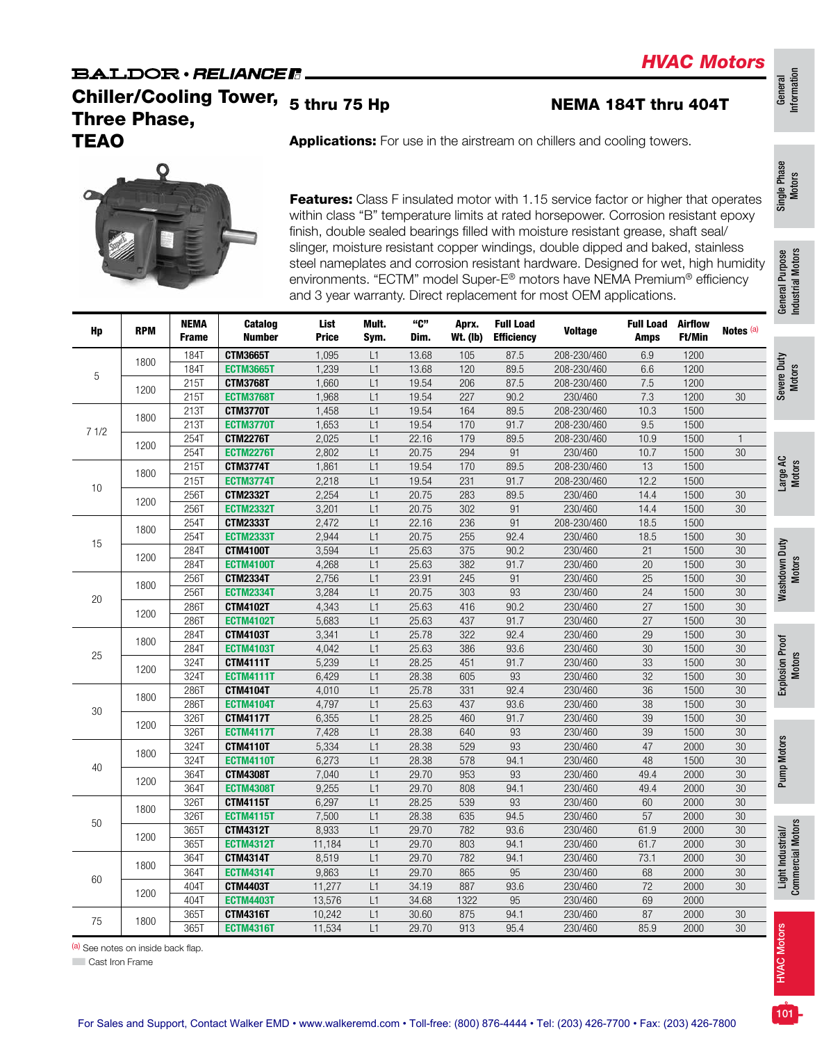# HVAC Motors

BALDOR • RELIANCE

## Chiller/Cooling Tower, Three Phase, TEAO

## 5 thru 75 Hp

## NEMA 184T thru 404T

**Applications:** For use in the airstream on chillers and cooling towers.

**Features:** Class F insulated motor with 1.15 service factor or higher that operates within class “B” temperature limits at rated horsepower. Corrosion resistant epoxy finish, double sealed bearings filled with moisture resistant grease, shaft seal/slinger, moisture resistant copper windings, double dipped and baked, stainless steel nameplates and corrosion resistant hardware. Designed for wet, high humidity environments. “ECTM” model Super-E® motors have NEMA Premium® efficiency and 3 year warranty. Direct replacement for most OEM applications.

| Hp | RPM | NEMA Frame | Catalog Number | List Price | Mult. Sym. | “C” Dim. | Aprx. Wt. (lb) | Full Load Efficiency | Voltage | Full Load Amps | Airflow Ft/Min | Notes [a] |
|---|---|---|---|---|---|---|---|---|---|---|---|---|
| 5 | 1800 | 184T | CTM3665T | 1,095 | L1 | 13.68 | 105 | 87.5 | 208-230/460 | 6.9 | 1200 | |
| | | 184T | ECTM3665T | 1,239 | L1 | 13.68 | 120 | 89.5 | 208-230/460 | 6.6 | 1200 | |
| | 1200 | 215T | CTM3768T | 1,660 | L1 | 19.54 | 206 | 87.5 | 208-230/460 | 7.5 | 1200 | |
| | | 215T | ECTM3768T | 1,968 | L1 | 19.54 | 227 | 90.2 | 230/460 | 7.3 | 1200 | 30 |
| 7 1/2 | 1800 | 213T | CTM3770T | 1,458 | L1 | 19.54 | 164 | 89.5 | 208-230/460 | 10.3 | 1500 | |
| | | 213T | ECTM3770T | 1,653 | L1 | 19.54 | 170 | 91.7 | 208-230/460 | 9.5 | 1500 | |
| | 1200 | 254T | CTM2276T | 2,025 | L1 | 22.16 | 179 | 89.5 | 208-230/460 | 10.9 | 1500 | 1 |
| | | 254T | ECTM2276T | 2,802 | L1 | 20.75 | 294 | 91 | 230/460 | 10.7 | 1500 | 30 |
| 10 | 1800 | 215T | CTM3774T | 1,861 | L1 | 19.54 | 170 | 89.5 | 208-230/460 | 13 | 1500 | |
| | | 215T | ECTM3774T | 2,218 | L1 | 19.54 | 231 | 91.7 | 208-230/460 | 12.2 | 1500 | |
| | 1200 | 256T | CTM2332T | 2,254 | L1 | 20.75 | 283 | 89.5 | 230/460 | 14.4 | 1500 | 30 |
| | | 256T | ECTM2332T | 3,201 | L1 | 20.75 | 302 | 91 | 230/460 | 14.4 | 1500 | 30 |
| 15 | 1800 | 254T | CTM2333T | 2,472 | L1 | 22.16 | 236 | 91 | 208-230/460 | 18.5 | 1500 | |
| | | 254T | ECTM2333T | 2,944 | L1 | 20.75 | 255 | 92.4 | 230/460 | 18.5 | 1500 | 30 |
| | 1200 | 284T | CTM4100T | 3,594 | L1 | 25.63 | 375 | 90.2 | 230/460 | 21 | 1500 | 30 |
| | | 284T | ECTM4100T | 4,268 | L1 | 25.63 | 382 | 91.7 | 230/460 | 20 | 1500 | 30 |
| 20 | 1800 | 256T | CTM2334T | 2,756 | L1 | 23.91 | 245 | 91 | 230/460 | 25 | 1500 | 30 |
| | | 256T | ECTM2334T | 3,284 | L1 | 20.75 | 303 | 93 | 230/460 | 24 | 1500 | 30 |
| | 1200 | 286T | CTM4102T | 4,343 | L1 | 25.63 | 416 | 90.2 | 230/460 | 27 | 1500 | 30 |
| | | 286T | ECTM4102T | 5,683 | L1 | 25.63 | 437 | 91.7 | 230/460 | 27 | 1500 | 30 |
| 25 | 1800 | 284T | CTM4103T | 3,341 | L1 | 25.78 | 322 | 92.4 | 230/460 | 29 | 1500 | 30 |
| | | 284T | ECTM4103T | 4,042 | L1 | 25.63 | 386 | 93.6 | 230/460 | 30 | 1500 | 30 |
| | 1200 | 324T | CTM4111T | 5,239 | L1 | 28.25 | 451 | 91.7 | 230/460 | 33 | 1500 | 30 |
| | | 324T | ECTM4111T | 6,429 | L1 | 28.38 | 605 | 93 | 230/460 | 32 | 1500 | 30 |
| 30 | 1800 | 286T | CTM4104T | 4,010 | L1 | 25.78 | 331 | 92.4 | 230/460 | 36 | 1500 | 30 |
| | | 286T | ECTM4104T | 4,797 | L1 | 25.63 | 437 | 93.6 | 230/460 | 38 | 1500 | 30 |
| | 1200 | 326T | CTM4117T | 6,355 | L1 | 28.25 | 460 | 91.7 | 230/460 | 39 | 1500 | 30 |
| | | 326T | ECTM4117T | 7,428 | L1 | 28.38 | 640 | 93 | 230/460 | 39 | 1500 | 30 |
| 40 | 1800 | 324T | CTM4110T | 5,334 | L1 | 28.38 | 529 | 93 | 230/460 | 47 | 2000 | 30 |
| | | 324T | ECTM4110T | 6,273 | L1 | 28.38 | 578 | 94.1 | 230/460 | 48 | 1500 | 30 |
| | 1200 | 364T | CTM4308T | 7,040 | L1 | 29.70 | 953 | 93 | 230/460 | 49.4 | 2000 | 30 |
| | | 364T | ECTM4308T | 9,255 | L1 | 29.70 | 808 | 94.1 | 230/460 | 49.4 | 2000 | 30 |
| 50 | 1800 | 326T | CTM4115T | 6,297 | L1 | 28.25 | 539 | 93 | 230/460 | 60 | 2000 | 30 |
| | | 326T | ECTM4115T | 7,500 | L1 | 28.38 | 635 | 94.5 | 230/460 | 57 | 2000 | 30 |
| | 1200 | 365T | CTM4312T | 8,933 | L1 | 29.70 | 782 | 93.6 | 230/460 | 61.9 | 2000 | 30 |
| | | 365T | ECTM4312T | 11,184 | L1 | 29.70 | 803 | 94.1 | 230/460 | 61.7 | 2000 | 30 |
| 60 | 1800 | 364T | CTM4314T | 8,519 | L1 | 29.70 | 782 | 94.1 | 230/460 | 73.1 | 2000 | 30 |
| | | 364T | ECTM4314T | 9,863 | L1 | 29.70 | 865 | 95 | 230/460 | 68 | 2000 | 30 |
| | 1200 | 404T | CTM4403T | 11,277 | L1 | 34.19 | 887 | 93.6 | 230/460 | 72 | 2000 | 30 |
| | | 404T | ECTM4403T | 13,576 | L1 | 34.68 | 1322 | 95 | 230/460 | 69 | 2000 | |
| 75 | 1800 | 365T | CTM4316T | 10,242 | L1 | 30.60 | 875 | 94.1 | 230/460 | 87 | 2000 | 30 |
| | | 365T | ECTM4316T | 11,534 | L1 | 29.70 | 913 | 95.4 | 230/460 | 85.9 | 2000 | 30 |

[a] See notes on inside back flap.

Cast Iron Frame

For Sales and Support, Contact Walker EMD • www.walkeremd.com • Toll-free: (800) 876-4444 • Tel: (203) 426-7700 • Fax: (203) 426-7800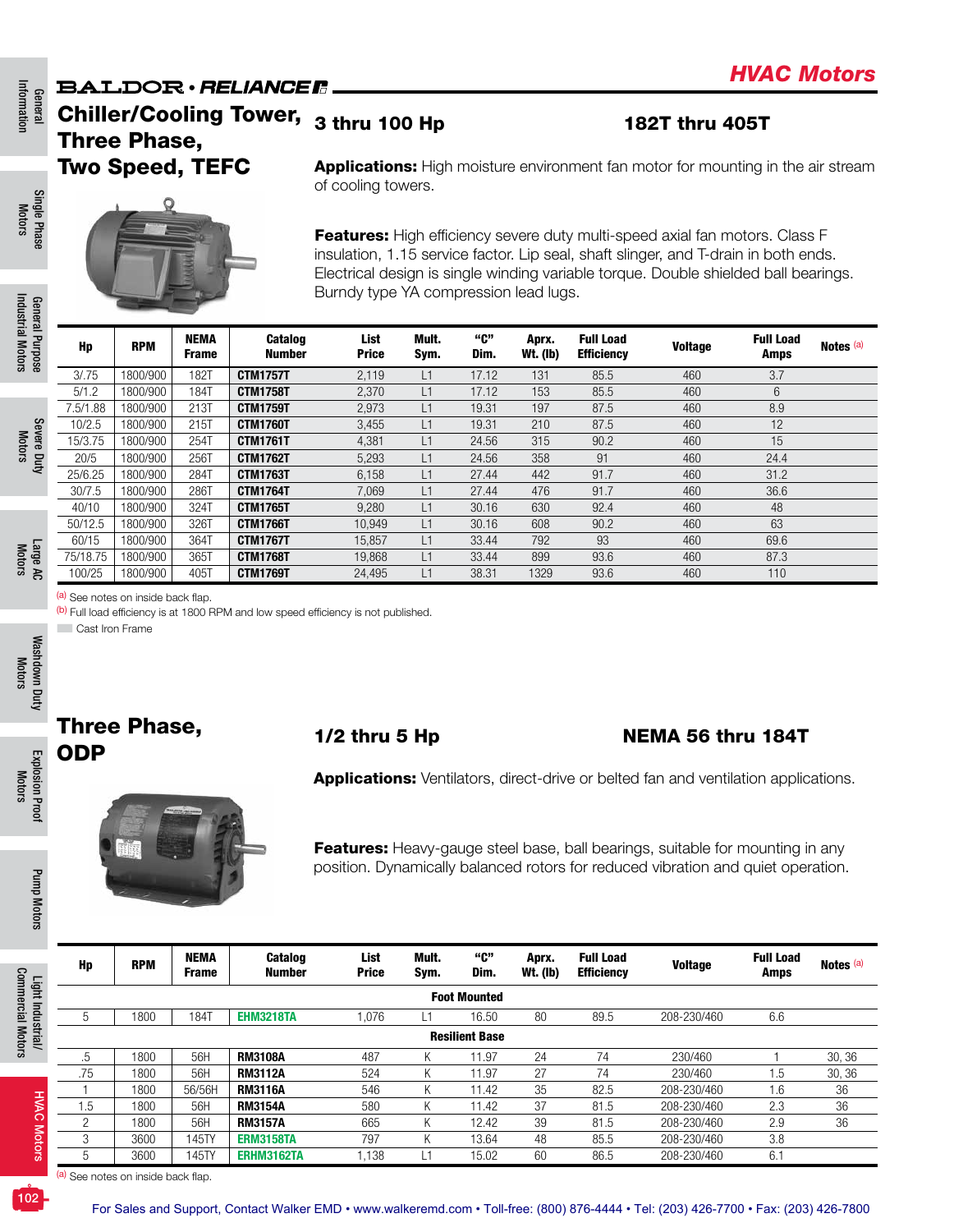BALDOR • RELIANCE

# HVAC Motors

## Chiller/Cooling Tower, Three Phase, Two Speed, TEFC

**3 thru 100 Hp** **182T thru 405T**

**Applications:** High moisture environment fan motor for mounting in the air stream of cooling towers.

**Features:** High efficiency severe duty multi-speed axial fan motors. Class F insulation, 1.15 service factor. Lip seal, shaft slinger, and T-drain in both ends. Electrical design is single winding variable torque. Double shielded ball bearings. Burndy type YA compression lead lugs.

| Hp | RPM | NEMA Frame | Catalog Number | List Price | Mult. Sym. | "C" Dim. | Aprx. Wt. (lb) | Full Load Efficiency | Voltage | Full Load Amps | Notes (a) |
|---|---|---|---|---|---|---|---|---|---|---|---|
| 3/.75 | 1800/900 | 182T | **CTM1757T** | 2,119 | L1 | 17.12 | 131 | 85.5 | 460 | 3.7 | |
| 5/1.2 | 1800/900 | 184T | **CTM1758T** | 2,370 | L1 | 17.12 | 153 | 85.5 | 460 | 6 | |
| 7.5/1.88 | 1800/900 | 213T | **CTM1759T** | 2,973 | L1 | 19.31 | 197 | 87.5 | 460 | 8.9 | |
| 10/2.5 | 1800/900 | 215T | **CTM1760T** | 3,455 | L1 | 19.31 | 210 | 87.5 | 460 | 12 | |
| 15/3.75 | 1800/900 | 254T | **CTM1761T** | 4,381 | L1 | 24.56 | 315 | 90.2 | 460 | 15 | |
| 20/5 | 1800/900 | 256T | **CTM1762T** | 5,293 | L1 | 24.56 | 358 | 91 | 460 | 24.4 | |
| 25/6.25 | 1800/900 | 284T | **CTM1763T** | 6,158 | L1 | 27.44 | 442 | 91.7 | 460 | 31.2 | |
| 30/7.5 | 1800/900 | 286T | **CTM1764T** | 7,069 | L1 | 27.44 | 476 | 91.7 | 460 | 36.6 | |
| 40/10 | 1800/900 | 324T | **CTM1765T** | 9,280 | L1 | 30.16 | 630 | 92.4 | 460 | 48 | |
| 50/12.5 | 1800/900 | 326T | **CTM1766T** | 10,949 | L1 | 30.16 | 608 | 90.2 | 460 | 63 | |
| 60/15 | 1800/900 | 364T | **CTM1767T** | 15,857 | L1 | 33.44 | 792 | 93 | 460 | 69.6 | |
| 75/18.75 | 1800/900 | 365T | **CTM1768T** | 19,868 | L1 | 33.44 | 899 | 93.6 | 460 | 87.3 | |
| 100/25 | 1800/900 | 405T | **CTM1769T** | 24,495 | L1 | 38.31 | 1329 | 93.6 | 460 | 110 | |

(a) See notes on inside back flap.
(b) Full load efficiency is at 1800 RPM and low speed efficiency is not published.
Cast Iron Frame

## Three Phase, ODP

**1/2 thru 5 Hp** **NEMA 56 thru 184T**

**Applications:** Ventilators, direct-drive or belted fan and ventilation applications.

**Features:** Heavy-gauge steel base, ball bearings, suitable for mounting in any position. Dynamically balanced rotors for reduced vibration and quiet operation.

| Hp | RPM | NEMA Frame | Catalog Number | List Price | Mult. Sym. | "C" Dim. | Aprx. Wt. (lb) | Full Load Efficiency | Voltage | Full Load Amps | Notes (a) |
|---|---|---|---|---|---|---|---|---|---|---|---|
| | | | | | **Foot Mounted** | | | | | | |
| 5 | 1800 | 184T | **EHM3218TA** | 1,076 | L1 | 16.50 | 80 | 89.5 | 208-230/460 | 6.6 | |
| | | | | | **Resilient Base** | | | | | | |
| .5 | 1800 | 56H | **RM3108A** | 487 | K | 11.97 | 24 | 74 | 230/460 | 1 | 30, 36 |
| .75 | 1800 | 56H | **RM3112A** | 524 | K | 11.97 | 27 | 74 | 230/460 | 1.5 | 30, 36 |
| 1 | 1800 | 56/56H | **RM3116A** | 546 | K | 11.42 | 35 | 82.5 | 208-230/460 | 1.6 | 36 |
| 1.5 | 1800 | 56H | **RM3154A** | 580 | K | 11.42 | 37 | 81.5 | 208-230/460 | 2.3 | 36 |
| 2 | 1800 | 56H | **RM3157A** | 665 | K | 12.42 | 39 | 81.5 | 208-230/460 | 2.9 | 36 |
| 3 | 3600 | 145TY | **ERM3158TA** | 797 | K | 13.64 | 48 | 85.5 | 208-230/460 | 3.8 | |
| 5 | 3600 | 145TY | **ERHM3162TA** | 1,138 | L1 | 15.02 | 60 | 86.5 | 208-230/460 | 6.1 | |

(a) See notes on inside back flap.

For Sales and Support, Contact Walker EMD • www.walkeremd.com • Toll-free: (800) 876-4444 • Tel: (203) 426-7700 • Fax: (203) 426-7800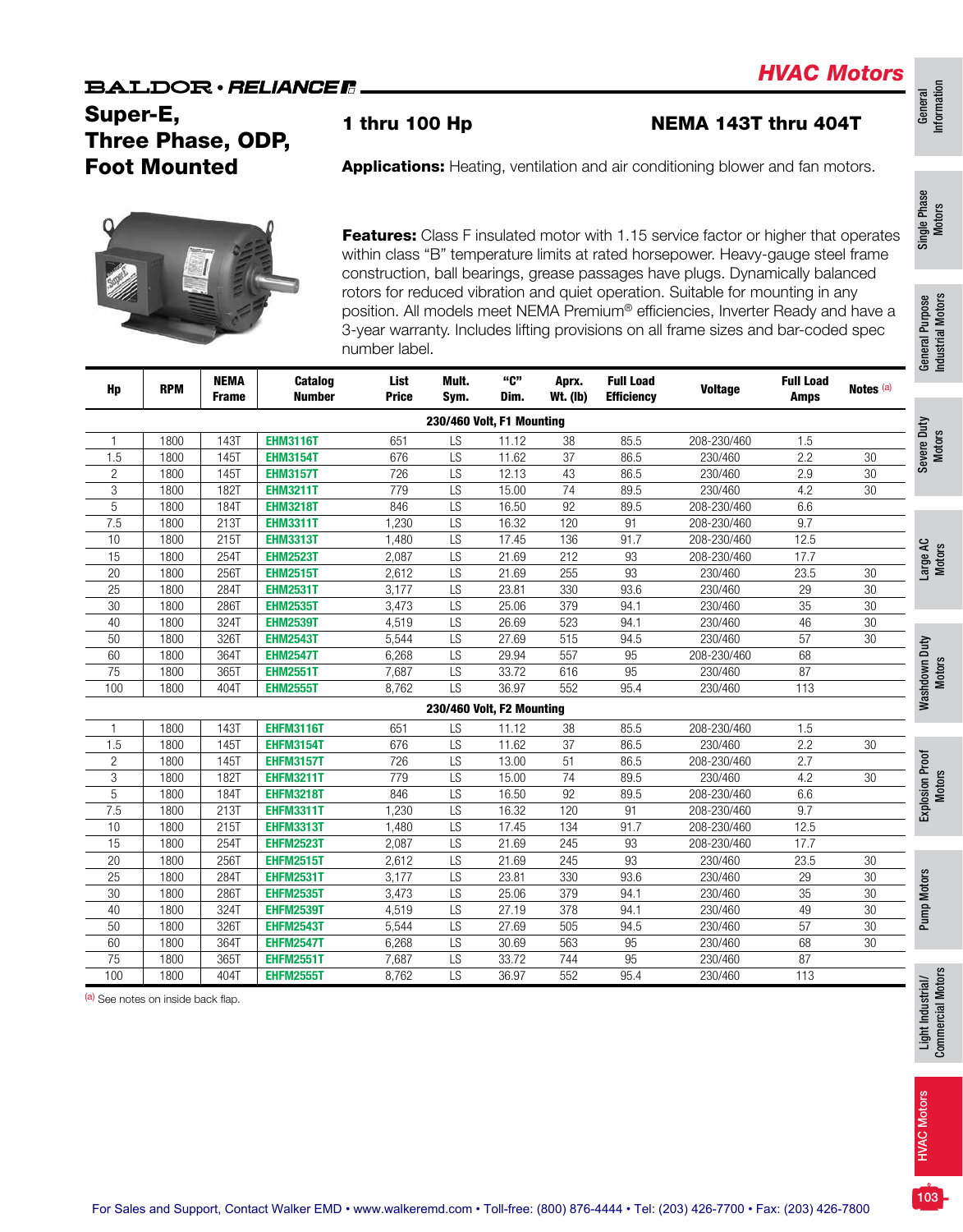# HVAC Motors

BALDOR • RELIANCE

## Super-E, Three Phase, ODP, Foot Mounted

**1 thru 100 Hp** — **NEMA 143T thru 404T**

**Applications:** Heating, ventilation and air conditioning blower and fan motors.

**Features:** Class F insulated motor with 1.15 service factor or higher that operates within class "B" temperature limits at rated horsepower. Heavy-gauge steel frame construction, ball bearings, grease passages have plugs. Dynamically balanced rotors for reduced vibration and quiet operation. Suitable for mounting in any position. All models meet NEMA Premium® efficiencies, Inverter Ready and have a 3-year warranty. Includes lifting provisions on all frame sizes and bar-coded spec number label.

| Hp | RPM | NEMA Frame | Catalog Number | List Price | Mult. Sym. | "C" Dim. | Aprx. Wt. (lb) | Full Load Efficiency | Voltage | Full Load Amps | Notes [a] |
|---|---|---|---|---|---|---|---|---|---|---|---|
| **230/460 Volt, F1 Mounting** | | | | | | | | | | | |
| 1 | 1800 | 143T | EHM3116T | 651 | LS | 11.12 | 38 | 85.5 | 208-230/460 | 1.5 | |
| 1.5 | 1800 | 145T | EHM3154T | 676 | LS | 11.62 | 37 | 86.5 | 230/460 | 2.2 | 30 |
| 2 | 1800 | 145T | EHM3157T | 726 | LS | 12.13 | 43 | 86.5 | 230/460 | 2.9 | 30 |
| 3 | 1800 | 182T | EHM3211T | 779 | LS | 15.00 | 74 | 89.5 | 230/460 | 4.2 | 30 |
| 5 | 1800 | 184T | EHM3218T | 846 | LS | 16.50 | 92 | 89.5 | 208-230/460 | 6.6 | |
| 7.5 | 1800 | 213T | EHM3311T | 1,230 | LS | 16.32 | 120 | 91 | 208-230/460 | 9.7 | |
| 10 | 1800 | 215T | EHM3313T | 1,480 | LS | 17.45 | 136 | 91.7 | 208-230/460 | 12.5 | |
| 15 | 1800 | 254T | EHM2523T | 2,087 | LS | 21.69 | 212 | 93 | 208-230/460 | 17.7 | |
| 20 | 1800 | 256T | EHM2515T | 2,612 | LS | 21.69 | 255 | 93 | 230/460 | 23.5 | 30 |
| 25 | 1800 | 284T | EHM2531T | 3,177 | LS | 23.81 | 330 | 93.6 | 230/460 | 29 | 30 |
| 30 | 1800 | 286T | EHM2535T | 3,473 | LS | 25.06 | 379 | 94.1 | 230/460 | 35 | 30 |
| 40 | 1800 | 324T | EHM2539T | 4,519 | LS | 26.69 | 523 | 94.1 | 230/460 | 46 | 30 |
| 50 | 1800 | 326T | EHM2543T | 5,544 | LS | 27.69 | 515 | 94.5 | 230/460 | 57 | 30 |
| 60 | 1800 | 364T | EHM2547T | 6,268 | LS | 29.94 | 557 | 95 | 208-230/460 | 68 | |
| 75 | 1800 | 365T | EHM2551T | 7,687 | LS | 33.72 | 616 | 95 | 230/460 | 87 | |
| 100 | 1800 | 404T | EHM2555T | 8,762 | LS | 36.97 | 552 | 95.4 | 230/460 | 113 | |
| **230/460 Volt, F2 Mounting** | | | | | | | | | | | |
| 1 | 1800 | 143T | EHFM3116T | 651 | LS | 11.12 | 38 | 85.5 | 208-230/460 | 1.5 | |
| 1.5 | 1800 | 145T | EHFM3154T | 676 | LS | 11.62 | 37 | 86.5 | 230/460 | 2.2 | 30 |
| 2 | 1800 | 145T | EHFM3157T | 726 | LS | 13.00 | 51 | 86.5 | 208-230/460 | 2.7 | |
| 3 | 1800 | 182T | EHFM3211T | 779 | LS | 15.00 | 74 | 89.5 | 230/460 | 4.2 | 30 |
| 5 | 1800 | 184T | EHFM3218T | 846 | LS | 16.50 | 92 | 89.5 | 208-230/460 | 6.6 | |
| 7.5 | 1800 | 213T | EHFM3311T | 1,230 | LS | 16.32 | 120 | 91 | 208-230/460 | 9.7 | |
| 10 | 1800 | 215T | EHFM3313T | 1,480 | LS | 17.45 | 134 | 91.7 | 208-230/460 | 12.5 | |
| 15 | 1800 | 254T | EHFM2523T | 2,087 | LS | 21.69 | 245 | 93 | 208-230/460 | 17.7 | |
| 20 | 1800 | 256T | EHFM2515T | 2,612 | LS | 21.69 | 245 | 93 | 230/460 | 23.5 | 30 |
| 25 | 1800 | 284T | EHFM2531T | 3,177 | LS | 23.81 | 330 | 93.6 | 230/460 | 29 | 30 |
| 30 | 1800 | 286T | EHFM2535T | 3,473 | LS | 25.06 | 379 | 94.1 | 230/460 | 35 | 30 |
| 40 | 1800 | 324T | EHFM2539T | 4,519 | LS | 27.19 | 378 | 94.1 | 230/460 | 49 | 30 |
| 50 | 1800 | 326T | EHFM2543T | 5,544 | LS | 27.69 | 505 | 94.5 | 230/460 | 57 | 30 |
| 60 | 1800 | 364T | EHFM2547T | 6,268 | LS | 30.69 | 563 | 95 | 230/460 | 68 | 30 |
| 75 | 1800 | 365T | EHFM2551T | 7,687 | LS | 33.72 | 744 | 95 | 230/460 | 87 | |
| 100 | 1800 | 404T | EHFM2555T | 8,762 | LS | 36.97 | 552 | 95.4 | 230/460 | 113 | |

[a] See notes on inside back flap.

For Sales and Support, Contact Walker EMD • www.walkeremd.com • Toll-free: (800) 876-4444 • Tel: (203) 426-7700 • Fax: (203) 426-7800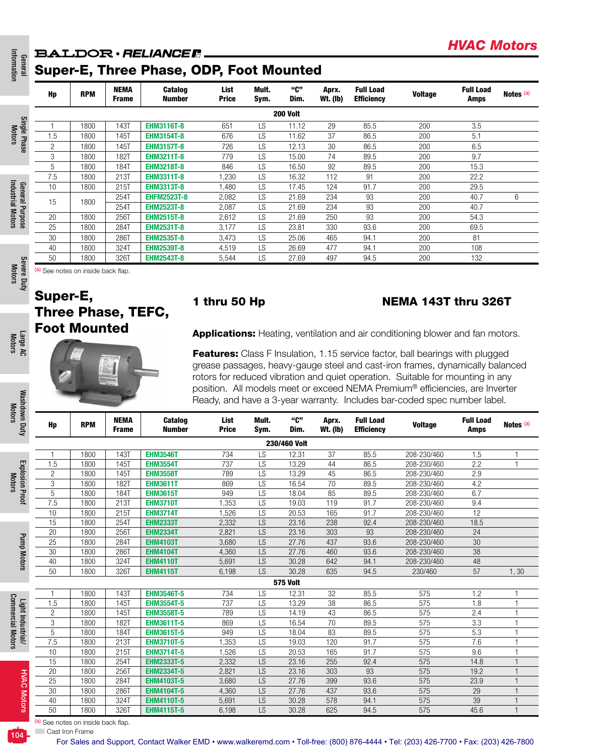**HVAC Motors**

BALDOR • RELIANCE

## Super-E, Three Phase, ODP, Foot Mounted

| Hp | RPM | NEMA Frame | Catalog Number | List Price | Mult. Sym. | "C" Dim. | Aprx. Wt. (lb) | Full Load Efficiency | Voltage | Full Load Amps | Notes [a] |
|---|---|---|---|---|---|---|---|---|---|---|---|
| | | | | | **200 Volt** | | | | | | |
| 1 | 1800 | 143T | **EHM3116T-8** | 651 | LS | 11.12 | 29 | 85.5 | 200 | 3.5 | |
| 1.5 | 1800 | 145T | **EHM3154T-8** | 676 | LS | 11.62 | 37 | 86.5 | 200 | 5.1 | |
| 2 | 1800 | 145T | **EHM3157T-8** | 726 | LS | 12.13 | 30 | 86.5 | 200 | 6.5 | |
| 3 | 1800 | 182T | **EHM3211T-8** | 779 | LS | 15.00 | 74 | 89.5 | 200 | 9.7 | |
| 5 | 1800 | 184T | **EHM3218T-8** | 846 | LS | 16.50 | 92 | 89.5 | 200 | 15.3 | |
| 7.5 | 1800 | 213T | **EHM3311T-8** | 1,230 | LS | 16.32 | 112 | 91 | 200 | 22.2 | |
| 10 | 1800 | 215T | **EHM3313T-8** | 1,480 | LS | 17.45 | 124 | 91.7 | 200 | 29.5 | |
| 15 | 1800 | 254T | **EHFM2523T-8** | 2,082 | LS | 21.69 | 234 | 93 | 200 | 40.7 | 6 |
| | | 254T | **EHM2523T-8** | 2,087 | LS | 21.69 | 234 | 93 | 200 | 40.7 | |
| 20 | 1800 | 256T | **EHM2515T-8** | 2,612 | LS | 21.69 | 250 | 93 | 200 | 54.3 | |
| 25 | 1800 | 284T | **EHM2531T-8** | 3,177 | LS | 23.81 | 330 | 93.6 | 200 | 69.5 | |
| 30 | 1800 | 286T | **EHM2535T-8** | 3,473 | LS | 25.06 | 465 | 94.1 | 200 | 81 | |
| 40 | 1800 | 324T | **EHM2539T-8** | 4,519 | LS | 26.69 | 477 | 94.1 | 200 | 108 | |
| 50 | 1800 | 326T | **EHM2543T-8** | 5,544 | LS | 27.69 | 497 | 94.5 | 200 | 132 | |

[a] See notes on inside back flap.

## Super-E, Three Phase, TEFC, Foot Mounted

### 1 thru 50 Hp

### NEMA 143T thru 326T

**Applications:** Heating, ventilation and air conditioning blower and fan motors.

**Features:** Class F Insulation, 1.15 service factor, ball bearings with plugged grease passages, heavy-gauge steel and cast-iron frames, dynamically balanced rotors for reduced vibration and quiet operation. Suitable for mounting in any position. All models meet or exceed NEMA Premium® efficiencies, are Inverter Ready, and have a 3-year warranty. Includes bar-coded spec number label.

| Hp | RPM | NEMA Frame | Catalog Number | List Price | Mult. Sym. | "C" Dim. | Aprx. Wt. (lb) | Full Load Efficiency | Voltage | Full Load Amps | Notes [a] |
|---|---|---|---|---|---|---|---|---|---|---|---|
| | | | | | **230/460 Volt** | | | | | | |
| 1 | 1800 | 143T | **EHM3546T** | 734 | LS | 12.31 | 37 | 85.5 | 208-230/460 | 1.5 | 1 |
| 1.5 | 1800 | 145T | **EHM3554T** | 737 | LS | 13.29 | 44 | 86.5 | 208-230/460 | 2.2 | 1 |
| 2 | 1800 | 145T | **EHM3558T** | 789 | LS | 13.29 | 45 | 86.5 | 208-230/460 | 2.9 | |
| 3 | 1800 | 182T | **EHM3611T** | 869 | LS | 16.54 | 70 | 89.5 | 208-230/460 | 4.2 | |
| 5 | 1800 | 184T | **EHM3615T** | 949 | LS | 18.04 | 85 | 89.5 | 208-230/460 | 6.7 | |
| 7.5 | 1800 | 213T | **EHM3710T** | 1,353 | LS | 19.03 | 119 | 91.7 | 208-230/460 | 9.4 | |
| 10 | 1800 | 215T | **EHM3714T** | 1,526 | LS | 20.53 | 165 | 91.7 | 208-230/460 | 12 | |
| 15 | 1800 | 254T | **EHM2333T** | 2,332 | LS | 23.16 | 238 | 92.4 | 208-230/460 | 18.5 | |
| 20 | 1800 | 256T | **EHM2334T** | 2,821 | LS | 23.16 | 303 | 93 | 208-230/460 | 24 | |
| 25 | 1800 | 284T | **EHM4103T** | 3,680 | LS | 27.76 | 437 | 93.6 | 208-230/460 | 30 | |
| 30 | 1800 | 286T | **EHM4104T** | 4,360 | LS | 27.76 | 460 | 93.6 | 208-230/460 | 38 | |
| 40 | 1800 | 324T | **EHM4110T** | 5,691 | LS | 30.28 | 642 | 94.1 | 208-230/460 | 48 | |
| 50 | 1800 | 326T | **EHM4115T** | 6,198 | LS | 30.28 | 635 | 94.5 | 230/460 | 57 | 1, 30 |
| | | | | | **575 Volt** | | | | | | |
| 1 | 1800 | 143T | **EHM3546T-5** | 734 | LS | 12.31 | 32 | 85.5 | 575 | 1.2 | 1 |
| 1.5 | 1800 | 145T | **EHM3554T-5** | 737 | LS | 13.29 | 38 | 86.5 | 575 | 1.8 | 1 |
| 2 | 1800 | 145T | **EHM3558T-5** | 789 | LS | 14.19 | 43 | 86.5 | 575 | 2.4 | 1 |
| 3 | 1800 | 182T | **EHM3611T-5** | 869 | LS | 16.54 | 70 | 89.5 | 575 | 3.3 | 1 |
| 5 | 1800 | 184T | **EHM3615T-5** | 949 | LS | 18.04 | 83 | 89.5 | 575 | 5.3 | 1 |
| 7.5 | 1800 | 213T | **EHM3710T-5** | 1,353 | LS | 19.03 | 120 | 91.7 | 575 | 7.6 | 1 |
| 10 | 1800 | 215T | **EHM3714T-5** | 1,526 | LS | 20.53 | 165 | 91.7 | 575 | 9.6 | 1 |
| 15 | 1800 | 254T | **EHM2333T-5** | 2,332 | LS | 23.16 | 255 | 92.4 | 575 | 14.8 | 1 |
| 20 | 1800 | 256T | **EHM2334T-5** | 2,821 | LS | 23.16 | 303 | 93 | 575 | 19.2 | 1 |
| 25 | 1800 | 284T | **EHM4103T-5** | 3,680 | LS | 27.76 | 399 | 93.6 | 575 | 23.9 | 1 |
| 30 | 1800 | 286T | **EHM4104T-5** | 4,360 | LS | 27.76 | 437 | 93.6 | 575 | 29 | 1 |
| 40 | 1800 | 324T | **EHM4110T-5** | 5,691 | LS | 30.28 | 578 | 94.1 | 575 | 39 | 1 |
| 50 | 1800 | 326T | **EHM4115T-5** | 6,198 | LS | 30.28 | 625 | 94.5 | 575 | 45.6 | 1 |

[a] See notes on inside back flap.

Cast Iron Frame

For Sales and Support, Contact Walker EMD • www.walkeremd.com • Toll-free: (800) 876-4444 • Tel: (203) 426-7700 • Fax: (203) 426-7800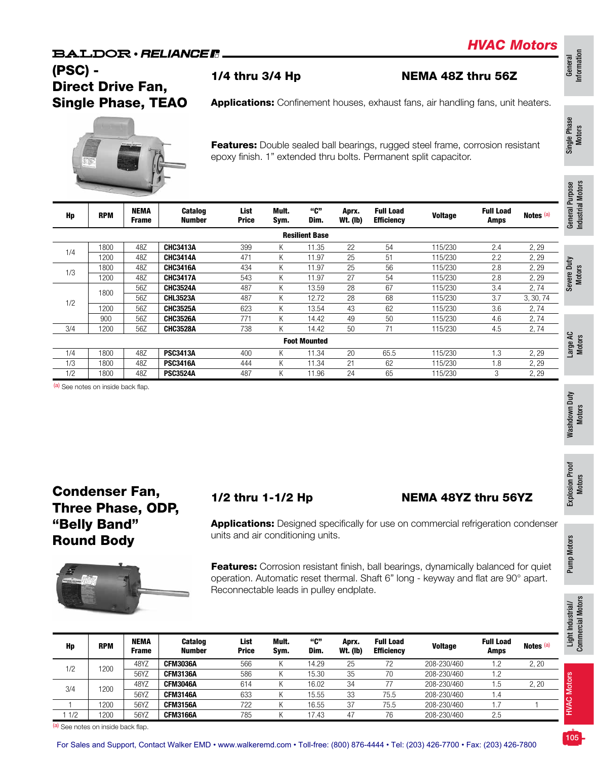# HVAC Motors

BALDOR • RELIANCE

## (PSC) - Direct Drive Fan, Single Phase, TEAO

### 1/4 thru 3/4 Hp

### NEMA 48Z thru 56Z

**Applications:** Confinement houses, exhaust fans, air handling fans, unit heaters.

**Features:** Double sealed ball bearings, rugged steel frame, corrosion resistant epoxy finish. 1" extended thru bolts. Permanent split capacitor.

| Hp | RPM | NEMA Frame | Catalog Number | List Price | Mult. Sym. | "C" Dim. | Aprx. Wt. (lb) | Full Load Efficiency | Voltage | Full Load Amps | Notes [(a)] |
|---|---|---|---|---|---|---|---|---|---|---|---|
| | | | | | **Resilient Base** | | | | | | |
| 1/4 | 1800 | 48Z | **CHC3413A** | 399 | K | 11.35 | 22 | 54 | 115/230 | 2.4 | 2, 29 |
| | 1200 | 48Z | **CHC3414A** | 471 | K | 11.97 | 25 | 51 | 115/230 | 2.2 | 2, 29 |
| 1/3 | 1800 | 48Z | **CHC3416A** | 434 | K | 11.97 | 25 | 56 | 115/230 | 2.8 | 2, 29 |
| | 1200 | 48Z | **CHC3417A** | 543 | K | 11.97 | 27 | 54 | 115/230 | 2.8 | 2, 29 |
| 1/2 | 1800 | 56Z | **CHC3524A** | 487 | K | 13.59 | 28 | 67 | 115/230 | 3.4 | 2, 74 |
| | | 56Z | **CHL3523A** | 487 | K | 12.72 | 28 | 68 | 115/230 | 3.7 | 3, 30, 74 |
| | 1200 | 56Z | **CHC3525A** | 623 | K | 13.54 | 43 | 62 | 115/230 | 3.6 | 2, 74 |
| | 900 | 56Z | **CHC3526A** | 771 | K | 14.42 | 49 | 50 | 115/230 | 4.6 | 2, 74 |
| 3/4 | 1200 | 56Z | **CHC3528A** | 738 | K | 14.42 | 50 | 71 | 115/230 | 4.5 | 2, 74 |
| | | | | | **Foot Mounted** | | | | | | |
| 1/4 | 1800 | 48Z | **PSC3413A** | 400 | K | 11.34 | 20 | 65.5 | 115/230 | 1.3 | 2, 29 |
| 1/3 | 1800 | 48Z | **PSC3416A** | 444 | K | 11.34 | 21 | 62 | 115/230 | 1.8 | 2, 29 |
| 1/2 | 1800 | 48Z | **PSC3524A** | 487 | K | 11.96 | 24 | 65 | 115/230 | 3 | 2, 29 |

[(a)] See notes on inside back flap.

## Condenser Fan, Three Phase, ODP, "Belly Band" Round Body

### 1/2 thru 1-1/2 Hp

### NEMA 48YZ thru 56YZ

**Applications:** Designed specifically for use on commercial refrigeration condenser units and air conditioning units.

**Features:** Corrosion resistant finish, ball bearings, dynamically balanced for quiet operation. Automatic reset thermal. Shaft 6" long - keyway and flat are 90° apart. Reconnectable leads in pulley endplate.

| Hp | RPM | NEMA Frame | Catalog Number | List Price | Mult. Sym. | "C" Dim. | Aprx. Wt. (lb) | Full Load Efficiency | Voltage | Full Load Amps | Notes [(a)] |
|---|---|---|---|---|---|---|---|---|---|---|---|
| 1/2 | 1200 | 48YZ | **CFM3036A** | 566 | K | 14.29 | 25 | 72 | 208-230/460 | 1.2 | 2, 20 |
| | | 56YZ | **CFM3136A** | 586 | K | 15.30 | 35 | 70 | 208-230/460 | 1.2 | |
| 3/4 | 1200 | 48YZ | **CFM3046A** | 614 | K | 16.02 | 34 | 77 | 208-230/460 | 1.5 | 2, 20 |
| | | 56YZ | **CFM3146A** | 633 | K | 15.55 | 33 | 75.5 | 208-230/460 | 1.4 | |
| 1 | 1200 | 56YZ | **CFM3156A** | 722 | K | 16.55 | 37 | 75.5 | 208-230/460 | 1.7 | 1 |
| 1 1/2 | 1200 | 56YZ | **CFM3166A** | 785 | K | 17.43 | 47 | 76 | 208-230/460 | 2.5 | |

[(a)] See notes on inside back flap.

For Sales and Support, Contact Walker EMD • www.walkeremd.com • Toll-free: (800) 876-4444 • Tel: (203) 426-7700 • Fax: (203) 426-7800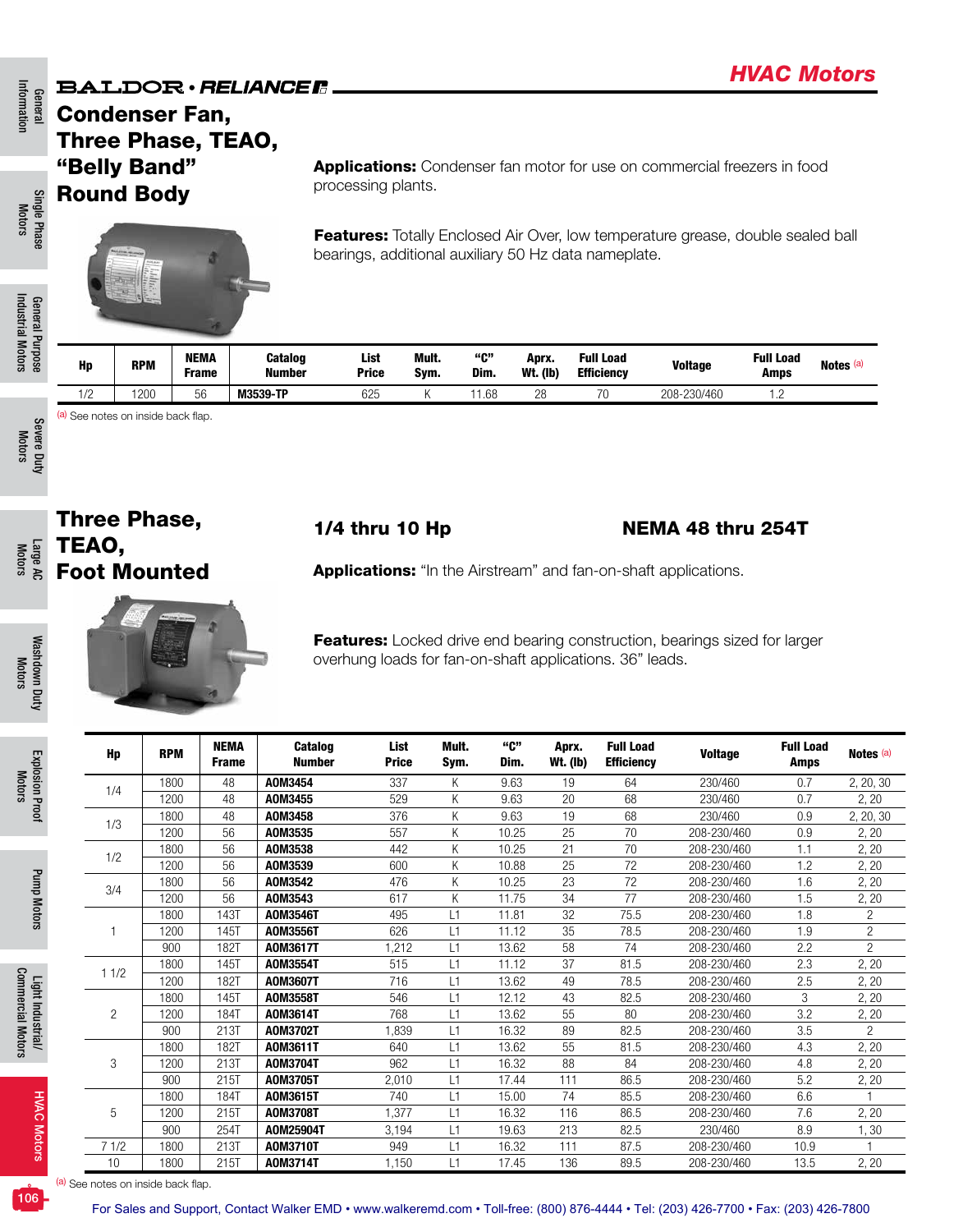BALDOR • RELIANCE

## HVAC Motors

# Condenser Fan, Three Phase, TEAO, "Belly Band" Round Body

**Applications:** Condenser fan motor for use on commercial freezers in food processing plants.

**Features:** Totally Enclosed Air Over, low temperature grease, double sealed ball bearings, additional auxiliary 50 Hz data nameplate.

| Hp | RPM | NEMA Frame | Catalog Number | List Price | Mult. Sym. | "C" Dim. | Aprx. Wt. (lb) | Full Load Efficiency | Voltage | Full Load Amps | Notes [a] |
|---|---|---|---|---|---|---|---|---|---|---|---|
| 1/2 | 1200 | 56 | **M3539-TP** | 625 | K | 11.68 | 28 | 70 | 208-230/460 | 1.2 | |

[a] See notes on inside back flap.

# Three Phase, TEAO, Foot Mounted

**1/4 thru 10 Hp** **NEMA 48 thru 254T**

**Applications:** "In the Airstream" and fan-on-shaft applications.

**Features:** Locked drive end bearing construction, bearings sized for larger overhung loads for fan-on-shaft applications. 36" leads.

| Hp | RPM | NEMA Frame | Catalog Number | List Price | Mult. Sym. | "C" Dim. | Aprx. Wt. (lb) | Full Load Efficiency | Voltage | Full Load Amps | Notes [a] |
|---|---|---|---|---|---|---|---|---|---|---|---|
| 1/4 | 1800 | 48 | **AOM3454** | 337 | K | 9.63 | 19 | 64 | 230/460 | 0.7 | 2, 20, 30 |
| | 1200 | 48 | **AOM3455** | 529 | K | 9.63 | 20 | 68 | 230/460 | 0.7 | 2, 20 |
| 1/3 | 1800 | 48 | **AOM3458** | 376 | K | 9.63 | 19 | 68 | 230/460 | 0.9 | 2, 20, 30 |
| | 1200 | 56 | **AOM3535** | 557 | K | 10.25 | 25 | 70 | 208-230/460 | 0.9 | 2, 20 |
| 1/2 | 1800 | 56 | **AOM3538** | 442 | K | 10.25 | 21 | 70 | 208-230/460 | 1.1 | 2, 20 |
| | 1200 | 56 | **AOM3539** | 600 | K | 10.88 | 25 | 72 | 208-230/460 | 1.2 | 2, 20 |
| 3/4 | 1800 | 56 | **AOM3542** | 476 | K | 10.25 | 23 | 72 | 208-230/460 | 1.6 | 2, 20 |
| | 1200 | 56 | **AOM3543** | 617 | K | 11.75 | 34 | 77 | 208-230/460 | 1.5 | 2, 20 |
| 1 | 1800 | 143T | **AOM3546T** | 495 | L1 | 11.81 | 32 | 75.5 | 208-230/460 | 1.8 | 2 |
| | 1200 | 145T | **AOM3556T** | 626 | L1 | 11.12 | 35 | 78.5 | 208-230/460 | 1.9 | 2 |
| | 900 | 182T | **AOM3617T** | 1,212 | L1 | 13.62 | 58 | 74 | 208-230/460 | 2.2 | 2 |
| 1 1/2 | 1800 | 145T | **AOM3554T** | 515 | L1 | 11.12 | 37 | 81.5 | 208-230/460 | 2.3 | 2, 20 |
| | 1200 | 182T | **AOM3607T** | 716 | L1 | 13.62 | 49 | 78.5 | 208-230/460 | 2.5 | 2, 20 |
| 2 | 1800 | 145T | **AOM3558T** | 546 | L1 | 12.12 | 43 | 82.5 | 208-230/460 | 3 | 2, 20 |
| | 1200 | 184T | **AOM3614T** | 768 | L1 | 13.62 | 55 | 80 | 208-230/460 | 3.2 | 2, 20 |
| | 900 | 213T | **AOM3702T** | 1,839 | L1 | 16.32 | 89 | 82.5 | 208-230/460 | 3.5 | 2 |
| 3 | 1800 | 182T | **AOM3611T** | 640 | L1 | 13.62 | 55 | 81.5 | 208-230/460 | 4.3 | 2, 20 |
| | 1200 | 213T | **AOM3704T** | 962 | L1 | 16.32 | 88 | 84 | 208-230/460 | 4.8 | 2, 20 |
| | 900 | 215T | **AOM3705T** | 2,010 | L1 | 17.44 | 111 | 86.5 | 208-230/460 | 5.2 | 2, 20 |
| 5 | 1800 | 184T | **AOM3615T** | 740 | L1 | 15.00 | 74 | 85.5 | 208-230/460 | 6.6 | 1 |
| | 1200 | 215T | **AOM3708T** | 1,377 | L1 | 16.32 | 116 | 86.5 | 208-230/460 | 7.6 | 2, 20 |
| | 900 | 254T | **AOM25904T** | 3,194 | L1 | 19.63 | 213 | 82.5 | 230/460 | 8.9 | 1, 30 |
| 7 1/2 | 1800 | 213T | **AOM3710T** | 949 | L1 | 16.32 | 111 | 87.5 | 208-230/460 | 10.9 | 1 |
| 10 | 1800 | 215T | **AOM3714T** | 1,150 | L1 | 17.45 | 136 | 89.5 | 208-230/460 | 13.5 | 2, 20 |

[a] See notes on inside back flap.

For Sales and Support, Contact Walker EMD • www.walkeremd.com • Toll-free: (800) 876-4444 • Tel: (203) 426-7700 • Fax: (203) 426-7800